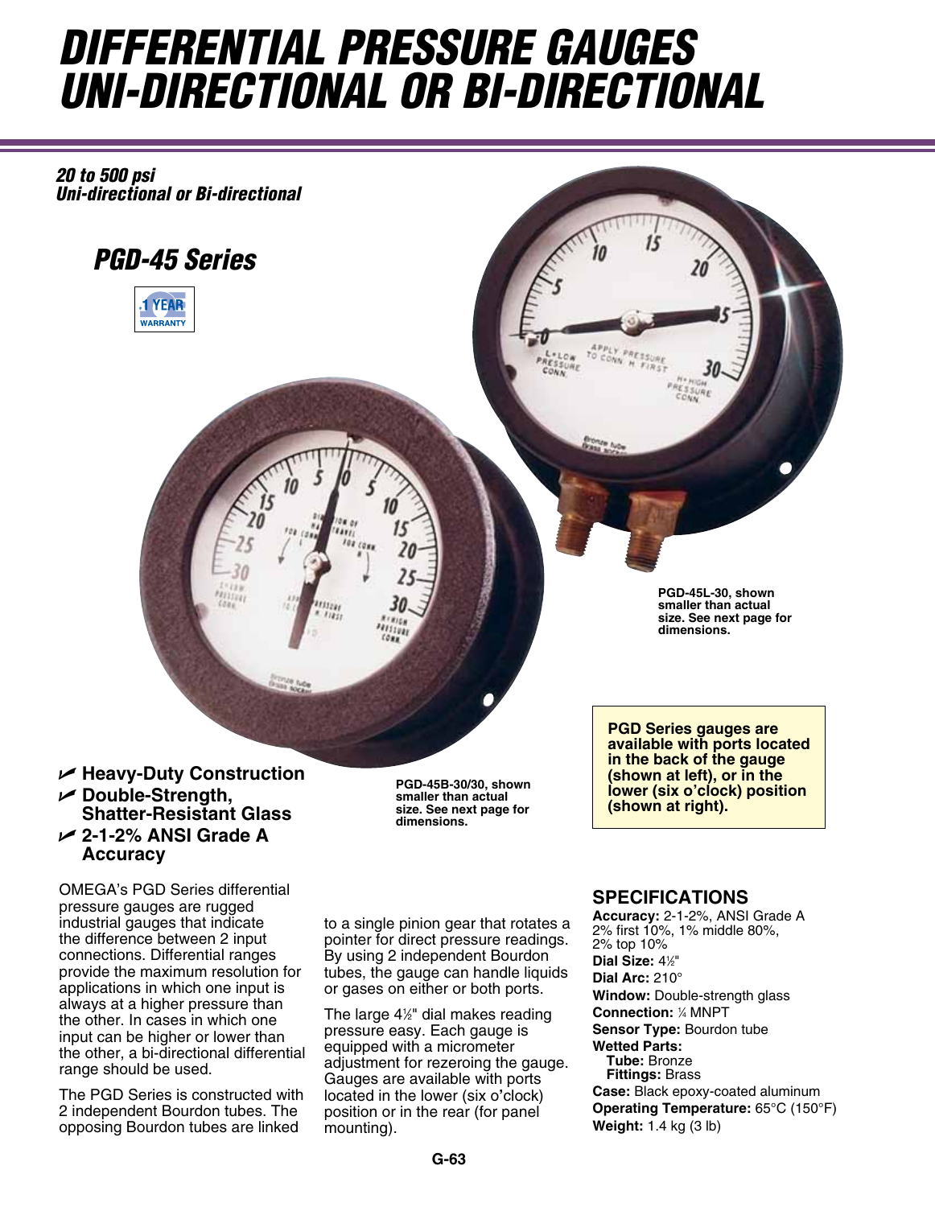# DIFFERENTIAL PRESSURE GAUGES UNI-DIRECTIONAL OR BI-DIRECTIONAL

***20 to 500 psi***
***Uni-directional or Bi-directional***

## *PGD-45 Series*

1 YEAR WARRANTY

PGD-45L-30, shown smaller than actual size. See next page for dimensions.

PGD-45B-30/30, shown smaller than actual size. See next page for dimensions.

**PGD Series gauges are available with ports located in the back of the gauge (shown at left), or in the lower (six o'clock) position (shown at right).**

- **Heavy-Duty Construction**
- **Double-Strength, Shatter-Resistant Glass**
- **2-1-2% ANSI Grade A Accuracy**

OMEGA's PGD Series differential pressure gauges are rugged industrial gauges that indicate the difference between 2 input connections. Differential ranges provide the maximum resolution for applications in which one input is always at a higher pressure than the other. In cases in which one input can be higher or lower than the other, a bi-directional differential range should be used.

The PGD Series is constructed with 2 independent Bourdon tubes. The opposing Bourdon tubes are linked to a single pinion gear that rotates a pointer for direct pressure readings. By using 2 independent Bourdon tubes, the gauge can handle liquids or gases on either or both ports.

The large 4½" dial makes reading pressure easy. Each gauge is equipped with a micrometer adjustment for rezeroing the gauge. Gauges are available with ports located in the lower (six o'clock) position or in the rear (for panel mounting).

## SPECIFICATIONS

**Accuracy:** 2-1-2%, ANSI Grade A 2% first 10%, 1% middle 80%, 2% top 10%
**Dial Size:** 4½"
**Dial Arc:** 210°
**Window:** Double-strength glass
**Connection:** ¼ MNPT
**Sensor Type:** Bourdon tube
**Wetted Parts:**
  **Tube:** Bronze
  **Fittings:** Brass
**Case:** Black epoxy-coated aluminum
**Operating Temperature:** 65°C (150°F)
**Weight:** 1.4 kg (3 lb)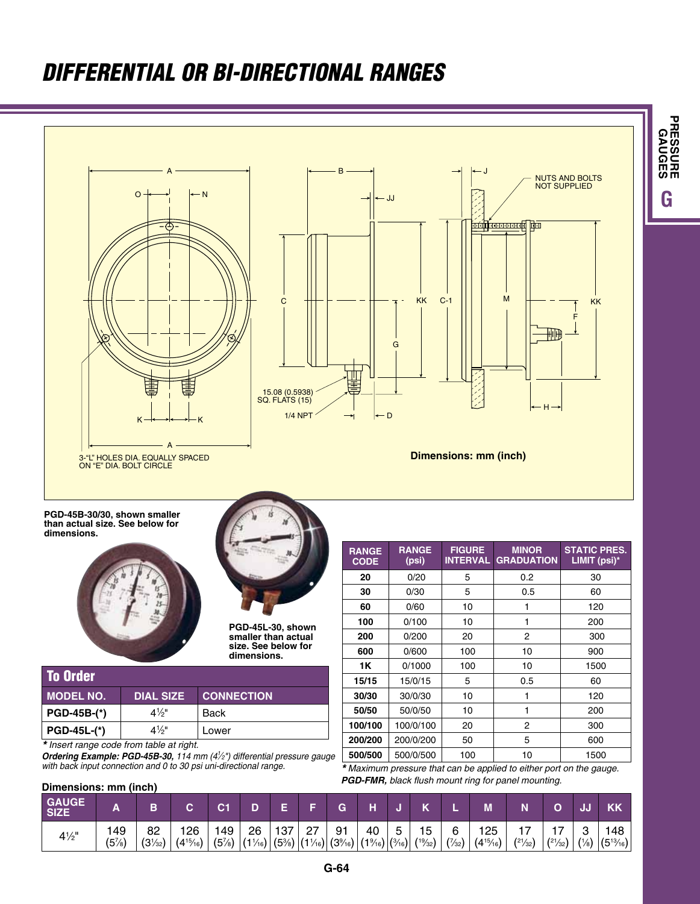# DIFFERENTIAL OR BI-DIRECTIONAL RANGES

A

O N

B

J

NUTS AND BOLTS NOT SUPPLIED

JJ

C

KK

C-1

M

KK

F

G

15.08 (0.5938) SQ. FLATS (15)

1/4 NPT

D

H

K K

A

3-"L" HOLES DIA. EQUALLY SPACED ON "E" DIA. BOLT CIRCLE

**Dimensions: mm (inch)**

**PGD-45B-30/30, shown smaller than actual size. See below for dimensions.**

**PGD-45L-30, shown smaller than actual size. See below for dimensions.**

## To Order

| MODEL NO. | DIAL SIZE | CONNECTION |
|---|---|---|
| **PGD-45B-(*)** | 4½" | Back |
| **PGD-45L-(*)** | 4½" | Lower |

*\* Insert range code from table at right.*

***Ordering Example: PGD-45B-30,*** *114 mm (4½") differential pressure gauge with back input connection and 0 to 30 psi uni-directional range.*

| RANGE CODE | RANGE (psi) | FIGURE INTERVAL | MINOR GRADUATION | STATIC PRES. LIMIT (psi)* |
|---|---|---|---|---|
| **20** | 0/20 | 5 | 0.2 | 30 |
| **30** | 0/30 | 5 | 0.5 | 60 |
| **60** | 0/60 | 10 | 1 | 120 |
| **100** | 0/100 | 10 | 1 | 200 |
| **200** | 0/200 | 20 | 2 | 300 |
| **600** | 0/600 | 100 | 10 | 900 |
| **1K** | 0/1000 | 100 | 10 | 1500 |
| **15/15** | 15/0/15 | 5 | 0.5 | 60 |
| **30/30** | 30/0/30 | 10 | 1 | 120 |
| **50/50** | 50/0/50 | 10 | 1 | 200 |
| **100/100** | 100/0/100 | 20 | 2 | 300 |
| **200/200** | 200/0/200 | 50 | 5 | 600 |
| **500/500** | 500/0/500 | 100 | 10 | 1500 |

*\* Maximum pressure that can be applied to either port on the gauge.*

***PGD-FMR,*** *black flush mount ring for panel mounting.*

**Dimensions: mm (inch)**

| GAUGE SIZE | A | B | C | C1 | D | E | F | G | H | J | K | L | M | N | O | JJ | KK |
|---|---|---|---|---|---|---|---|---|---|---|---|---|---|---|---|---|---|
| 4½" | 149 (5⅞) | 82 (3¹⁄₃₂) | 126 (4¹⁵⁄₁₆) | 149 (5⅞) | 26 (1¹⁄₁₆) | 137 (5⅜) | 27 (1¹⁄₁₆) | 91 (3⁹⁄₁₆) | 40 (1⁹⁄₁₆) | 5 (³⁄₁₆) | 15 (¹⁹⁄₃₂) | 6 (⁷⁄₃₂) | 125 (4¹⁵⁄₁₆) | 17 (²¹⁄₃₂) | 17 (²¹⁄₃₂) | 3 (⅛) | 148 (5¹³⁄₁₆) |